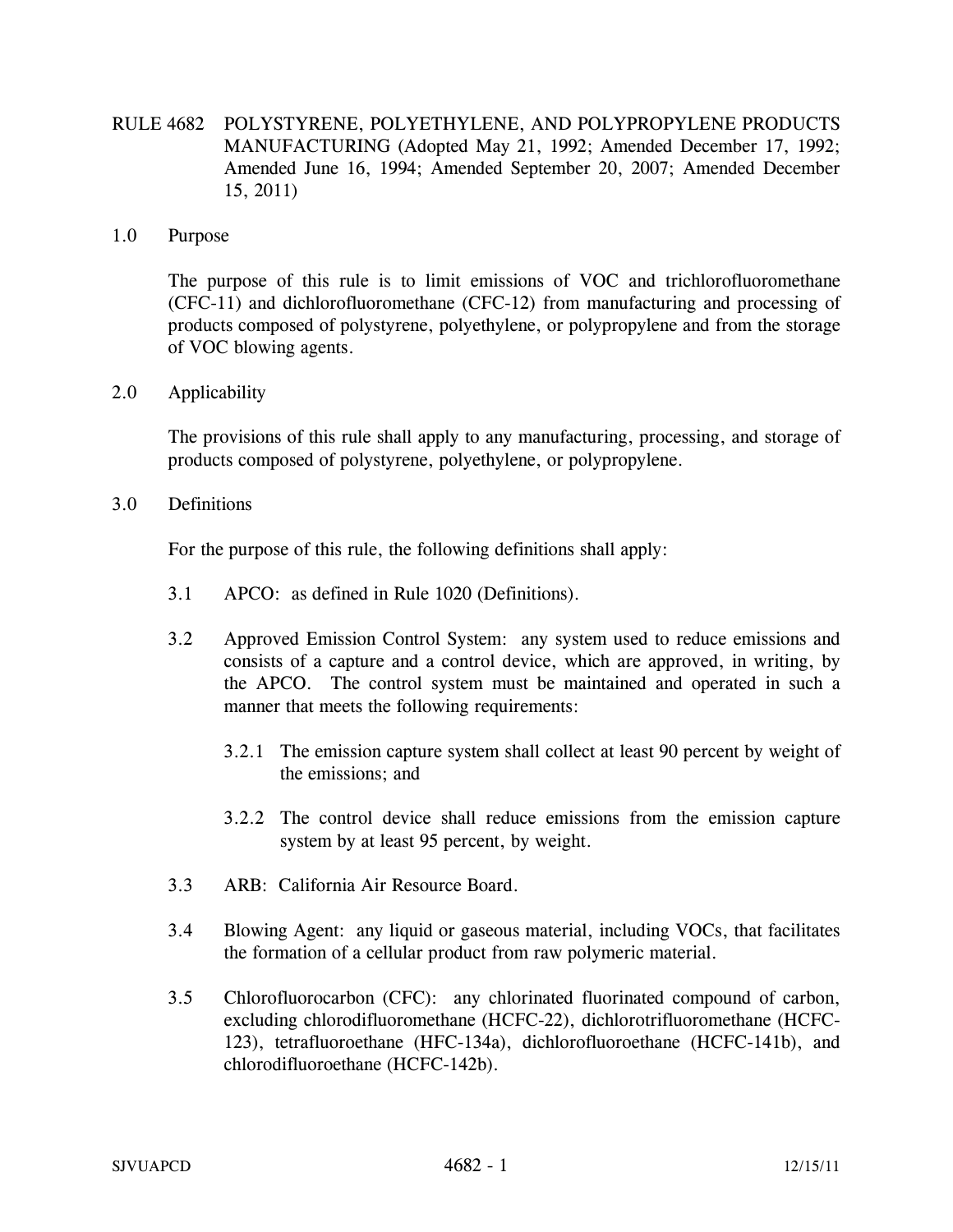# RULE 4682 POLYSTYRENE, POLYETHYLENE, AND POLYPROPYLENE PRODUCTS MANUFACTURING (Adopted May 21, 1992; Amended December 17, 1992; Amended June 16, 1994; Amended September 20, 2007; Amended December 15, 2011)

## 1.0 Purpose

The purpose of this rule is to limit emissions of VOC and trichlorofluoromethane (CFC-11) and dichlorofluoromethane (CFC-12) from manufacturing and processing of products composed of polystyrene, polyethylene, or polypropylene and from the storage of VOC blowing agents.

## 2.0 Applicability

The provisions of this rule shall apply to any manufacturing, processing, and storage of products composed of polystyrene, polyethylene, or polypropylene.

## 3.0 Definitions

For the purpose of this rule, the following definitions shall apply:

3.1 APCO: as defined in Rule 1020 (Definitions).

3.2 Approved Emission Control System: any system used to reduce emissions and consists of a capture and a control device, which are approved, in writing, by the APCO. The control system must be maintained and operated in such a manner that meets the following requirements:

3.2.1 The emission capture system shall collect at least 90 percent by weight of the emissions; and

3.2.2 The control device shall reduce emissions from the emission capture system by at least 95 percent, by weight.

3.3 ARB: California Air Resource Board.

3.4 Blowing Agent: any liquid or gaseous material, including VOCs, that facilitates the formation of a cellular product from raw polymeric material.

3.5 Chlorofluorocarbon (CFC): any chlorinated fluorinated compound of carbon, excluding chlorodifluoromethane (HCFC-22), dichlorotrifluoromethane (HCFC-123), tetrafluoroethane (HFC-134a), dichlorofluoroethane (HCFC-141b), and chlorodifluoroethane (HCFC-142b).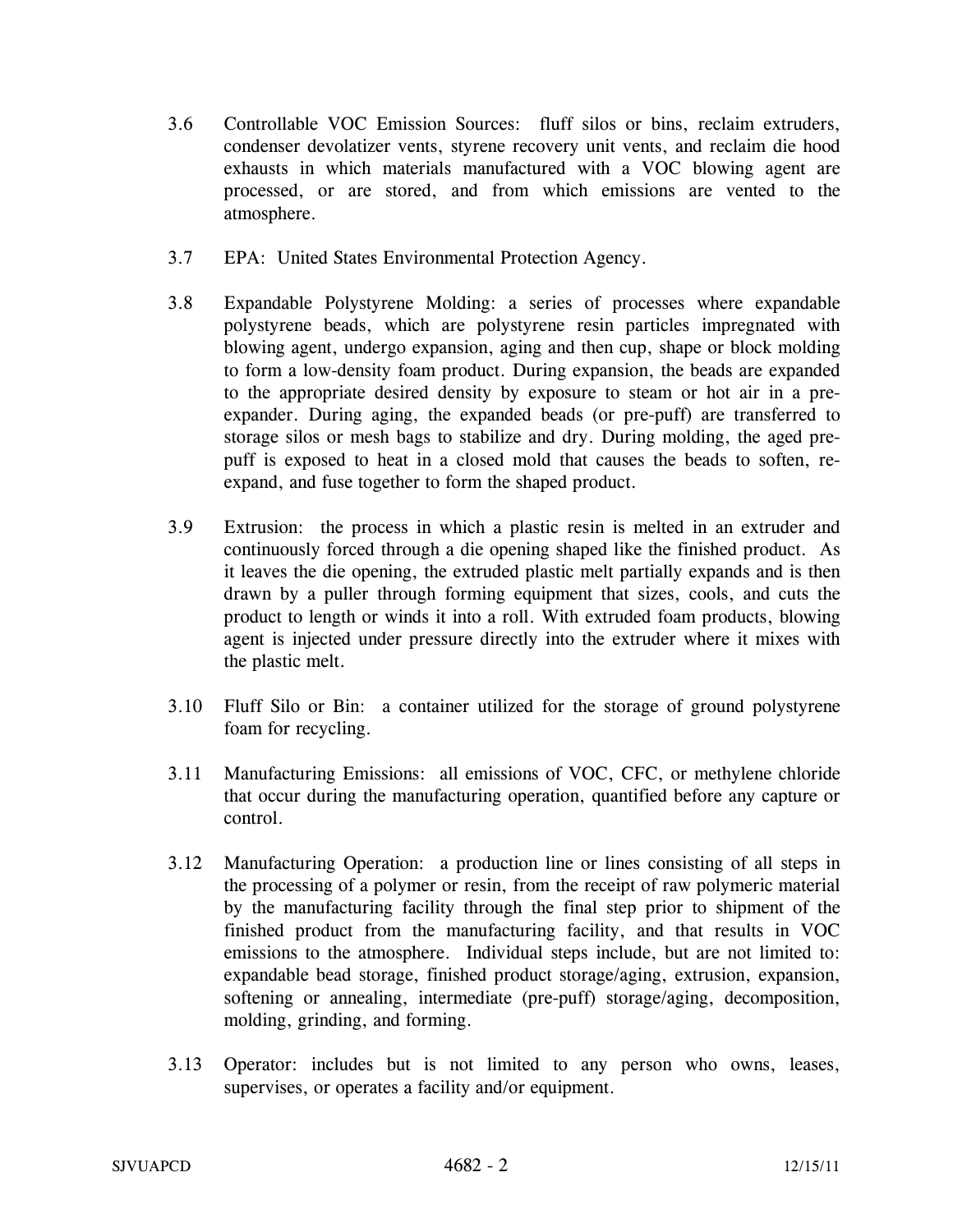3.6 Controllable VOC Emission Sources: fluff silos or bins, reclaim extruders, condenser devolatizer vents, styrene recovery unit vents, and reclaim die hood exhausts in which materials manufactured with a VOC blowing agent are processed, or are stored, and from which emissions are vented to the atmosphere.

3.7 EPA: United States Environmental Protection Agency.

3.8 Expandable Polystyrene Molding: a series of processes where expandable polystyrene beads, which are polystyrene resin particles impregnated with blowing agent, undergo expansion, aging and then cup, shape or block molding to form a low-density foam product. During expansion, the beads are expanded to the appropriate desired density by exposure to steam or hot air in a pre-expander. During aging, the expanded beads (or pre-puff) are transferred to storage silos or mesh bags to stabilize and dry. During molding, the aged pre-puff is exposed to heat in a closed mold that causes the beads to soften, re-expand, and fuse together to form the shaped product.

3.9 Extrusion: the process in which a plastic resin is melted in an extruder and continuously forced through a die opening shaped like the finished product. As it leaves the die opening, the extruded plastic melt partially expands and is then drawn by a puller through forming equipment that sizes, cools, and cuts the product to length or winds it into a roll. With extruded foam products, blowing agent is injected under pressure directly into the extruder where it mixes with the plastic melt.

3.10 Fluff Silo or Bin: a container utilized for the storage of ground polystyrene foam for recycling.

3.11 Manufacturing Emissions: all emissions of VOC, CFC, or methylene chloride that occur during the manufacturing operation, quantified before any capture or control.

3.12 Manufacturing Operation: a production line or lines consisting of all steps in the processing of a polymer or resin, from the receipt of raw polymeric material by the manufacturing facility through the final step prior to shipment of the finished product from the manufacturing facility, and that results in VOC emissions to the atmosphere. Individual steps include, but are not limited to: expandable bead storage, finished product storage/aging, extrusion, expansion, softening or annealing, intermediate (pre-puff) storage/aging, decomposition, molding, grinding, and forming.

3.13 Operator: includes but is not limited to any person who owns, leases, supervises, or operates a facility and/or equipment.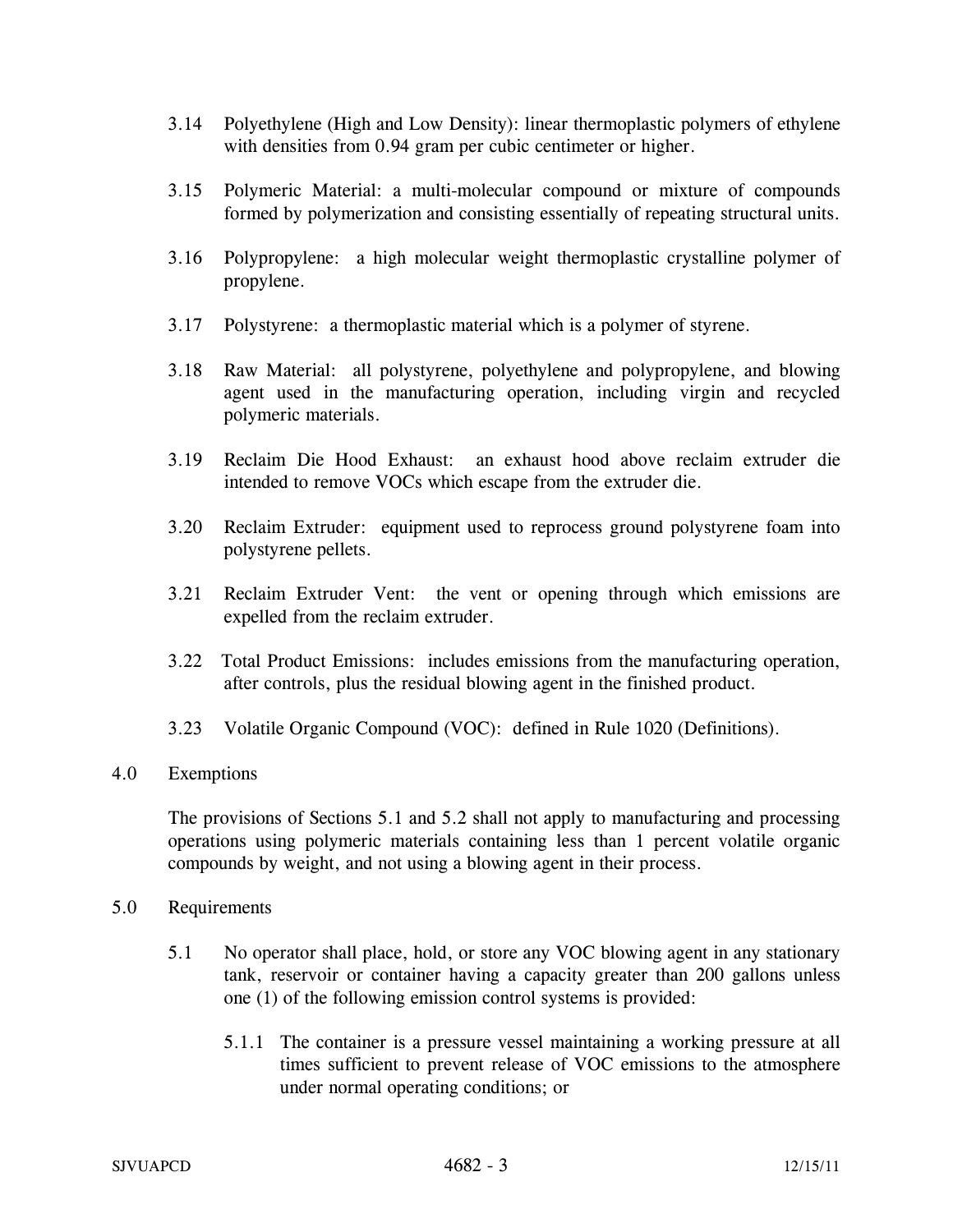3.14 Polyethylene (High and Low Density): linear thermoplastic polymers of ethylene with densities from 0.94 gram per cubic centimeter or higher.

3.15 Polymeric Material: a multi-molecular compound or mixture of compounds formed by polymerization and consisting essentially of repeating structural units.

3.16 Polypropylene: a high molecular weight thermoplastic crystalline polymer of propylene.

3.17 Polystyrene: a thermoplastic material which is a polymer of styrene.

3.18 Raw Material: all polystyrene, polyethylene and polypropylene, and blowing agent used in the manufacturing operation, including virgin and recycled polymeric materials.

3.19 Reclaim Die Hood Exhaust: an exhaust hood above reclaim extruder die intended to remove VOCs which escape from the extruder die.

3.20 Reclaim Extruder: equipment used to reprocess ground polystyrene foam into polystyrene pellets.

3.21 Reclaim Extruder Vent: the vent or opening through which emissions are expelled from the reclaim extruder.

3.22 Total Product Emissions: includes emissions from the manufacturing operation, after controls, plus the residual blowing agent in the finished product.

3.23 Volatile Organic Compound (VOC): defined in Rule 1020 (Definitions).

## 4.0 Exemptions

The provisions of Sections 5.1 and 5.2 shall not apply to manufacturing and processing operations using polymeric materials containing less than 1 percent volatile organic compounds by weight, and not using a blowing agent in their process.

## 5.0 Requirements

5.1 No operator shall place, hold, or store any VOC blowing agent in any stationary tank, reservoir or container having a capacity greater than 200 gallons unless one (1) of the following emission control systems is provided:

5.1.1 The container is a pressure vessel maintaining a working pressure at all times sufficient to prevent release of VOC emissions to the atmosphere under normal operating conditions; or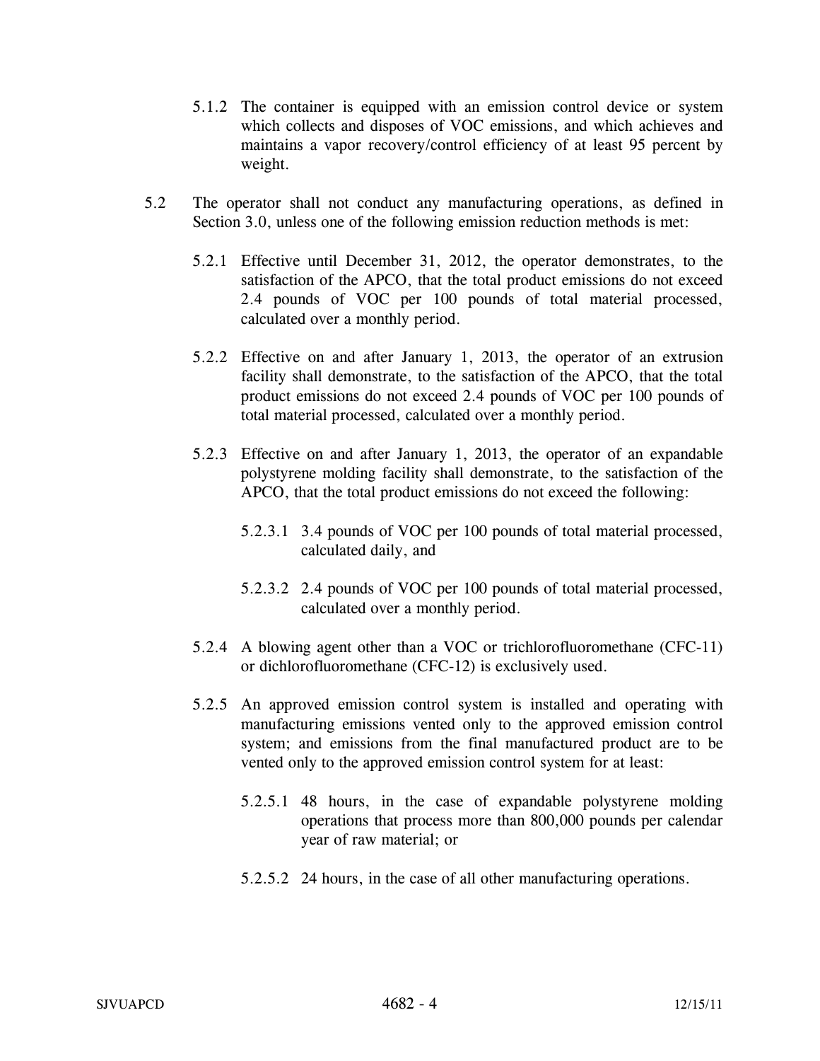5.1.2 The container is equipped with an emission control device or system which collects and disposes of VOC emissions, and which achieves and maintains a vapor recovery/control efficiency of at least 95 percent by weight.

5.2 The operator shall not conduct any manufacturing operations, as defined in Section 3.0, unless one of the following emission reduction methods is met:

5.2.1 Effective until December 31, 2012, the operator demonstrates, to the satisfaction of the APCO, that the total product emissions do not exceed 2.4 pounds of VOC per 100 pounds of total material processed, calculated over a monthly period.

5.2.2 Effective on and after January 1, 2013, the operator of an extrusion facility shall demonstrate, to the satisfaction of the APCO, that the total product emissions do not exceed 2.4 pounds of VOC per 100 pounds of total material processed, calculated over a monthly period.

5.2.3 Effective on and after January 1, 2013, the operator of an expandable polystyrene molding facility shall demonstrate, to the satisfaction of the APCO, that the total product emissions do not exceed the following:

5.2.3.1 3.4 pounds of VOC per 100 pounds of total material processed, calculated daily, and

5.2.3.2 2.4 pounds of VOC per 100 pounds of total material processed, calculated over a monthly period.

5.2.4 A blowing agent other than a VOC or trichlorofluoromethane (CFC-11) or dichlorofluoromethane (CFC-12) is exclusively used.

5.2.5 An approved emission control system is installed and operating with manufacturing emissions vented only to the approved emission control system; and emissions from the final manufactured product are to be vented only to the approved emission control system for at least:

5.2.5.1 48 hours, in the case of expandable polystyrene molding operations that process more than 800,000 pounds per calendar year of raw material; or

5.2.5.2 24 hours, in the case of all other manufacturing operations.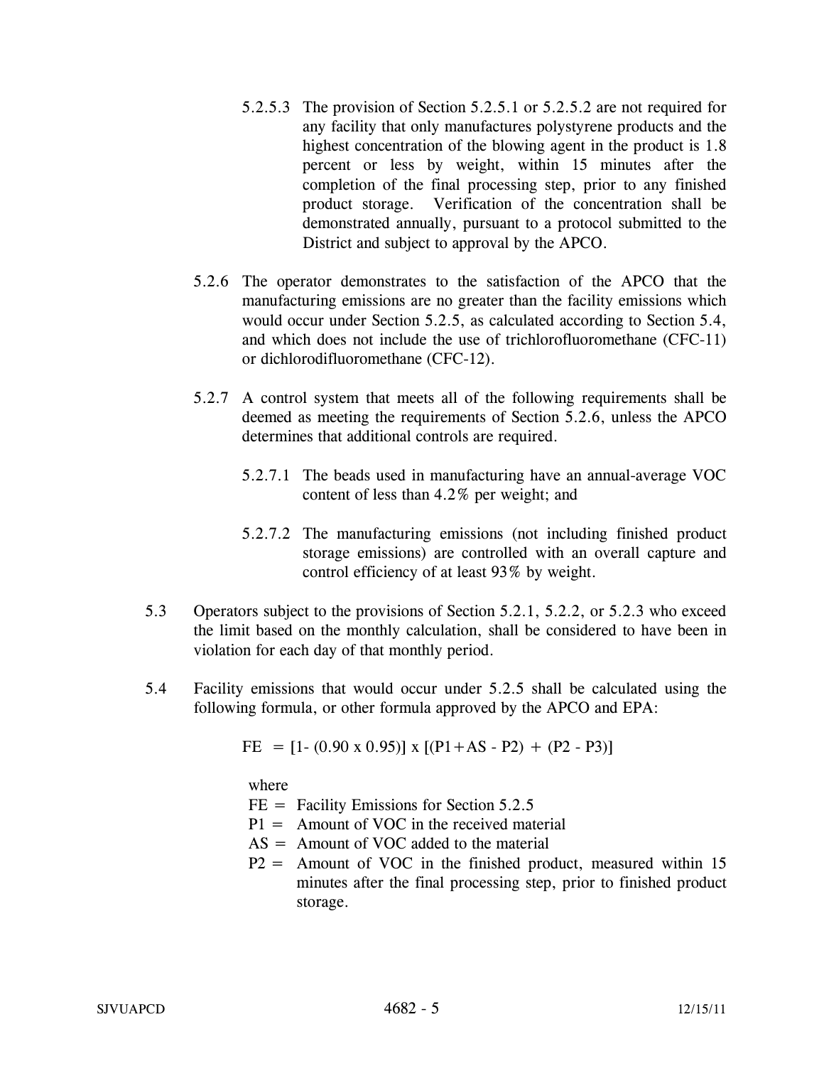5.2.5.3 The provision of Section 5.2.5.1 or 5.2.5.2 are not required for any facility that only manufactures polystyrene products and the highest concentration of the blowing agent in the product is 1.8 percent or less by weight, within 15 minutes after the completion of the final processing step, prior to any finished product storage. Verification of the concentration shall be demonstrated annually, pursuant to a protocol submitted to the District and subject to approval by the APCO.

5.2.6 The operator demonstrates to the satisfaction of the APCO that the manufacturing emissions are no greater than the facility emissions which would occur under Section 5.2.5, as calculated according to Section 5.4, and which does not include the use of trichlorofluoromethane (CFC-11) or dichlorodifluoromethane (CFC-12).

5.2.7 A control system that meets all of the following requirements shall be deemed as meeting the requirements of Section 5.2.6, unless the APCO determines that additional controls are required.

5.2.7.1 The beads used in manufacturing have an annual-average VOC content of less than 4.2% per weight; and

5.2.7.2 The manufacturing emissions (not including finished product storage emissions) are controlled with an overall capture and control efficiency of at least 93% by weight.

5.3 Operators subject to the provisions of Section 5.2.1, 5.2.2, or 5.2.3 who exceed the limit based on the monthly calculation, shall be considered to have been in violation for each day of that monthly period.

5.4 Facility emissions that would occur under 5.2.5 shall be calculated using the following formula, or other formula approved by the APCO and EPA:

$$FE = [1 - (0.90 \times 0.95)] \times [(P1 + AS - P2) + (P2 - P3)]$$

where

FE = Facility Emissions for Section 5.2.5

P1 = Amount of VOC in the received material

AS = Amount of VOC added to the material

P2 = Amount of VOC in the finished product, measured within 15 minutes after the final processing step, prior to finished product storage.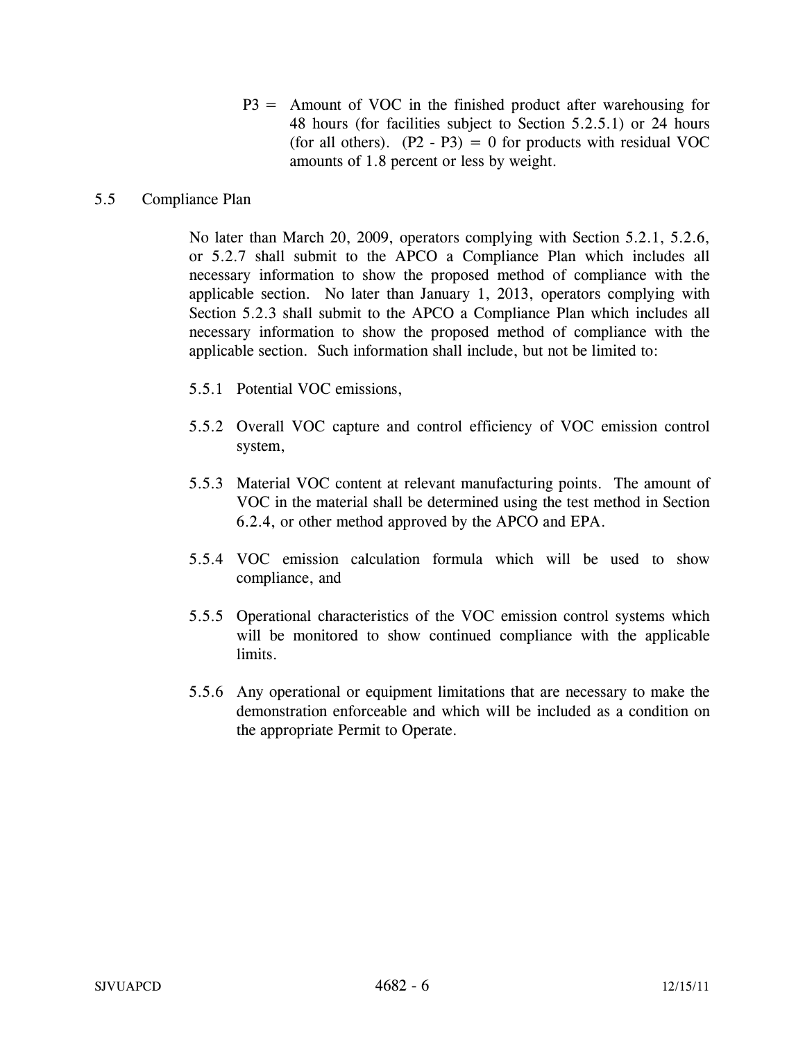P3 = Amount of VOC in the finished product after warehousing for 48 hours (for facilities subject to Section 5.2.5.1) or 24 hours (for all others). (P2 - P3) = 0 for products with residual VOC amounts of 1.8 percent or less by weight.

## 5.5 Compliance Plan

No later than March 20, 2009, operators complying with Section 5.2.1, 5.2.6, or 5.2.7 shall submit to the APCO a Compliance Plan which includes all necessary information to show the proposed method of compliance with the applicable section. No later than January 1, 2013, operators complying with Section 5.2.3 shall submit to the APCO a Compliance Plan which includes all necessary information to show the proposed method of compliance with the applicable section. Such information shall include, but not be limited to:

5.5.1 Potential VOC emissions,

5.5.2 Overall VOC capture and control efficiency of VOC emission control system,

5.5.3 Material VOC content at relevant manufacturing points. The amount of VOC in the material shall be determined using the test method in Section 6.2.4, or other method approved by the APCO and EPA.

5.5.4 VOC emission calculation formula which will be used to show compliance, and

5.5.5 Operational characteristics of the VOC emission control systems which will be monitored to show continued compliance with the applicable limits.

5.5.6 Any operational or equipment limitations that are necessary to make the demonstration enforceable and which will be included as a condition on the appropriate Permit to Operate.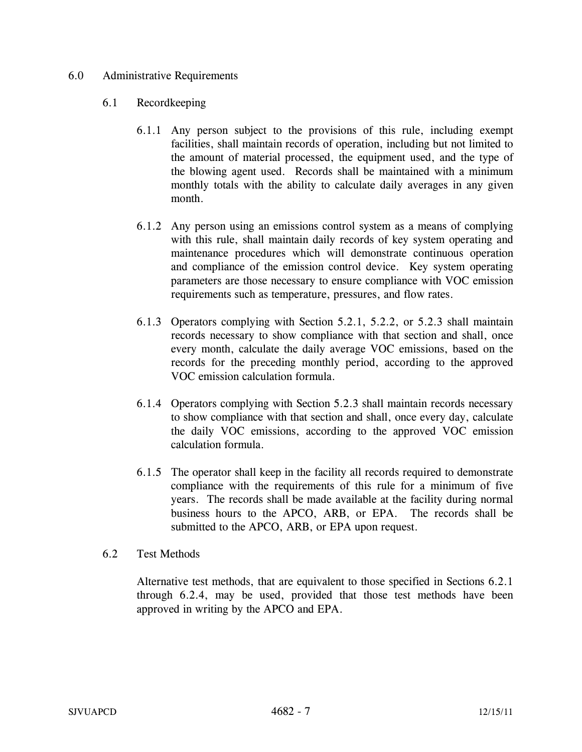## 6.0 Administrative Requirements

### 6.1 Recordkeeping

6.1.1 Any person subject to the provisions of this rule, including exempt facilities, shall maintain records of operation, including but not limited to the amount of material processed, the equipment used, and the type of the blowing agent used. Records shall be maintained with a minimum monthly totals with the ability to calculate daily averages in any given month.

6.1.2 Any person using an emissions control system as a means of complying with this rule, shall maintain daily records of key system operating and maintenance procedures which will demonstrate continuous operation and compliance of the emission control device. Key system operating parameters are those necessary to ensure compliance with VOC emission requirements such as temperature, pressures, and flow rates.

6.1.3 Operators complying with Section 5.2.1, 5.2.2, or 5.2.3 shall maintain records necessary to show compliance with that section and shall, once every month, calculate the daily average VOC emissions, based on the records for the preceding monthly period, according to the approved VOC emission calculation formula.

6.1.4 Operators complying with Section 5.2.3 shall maintain records necessary to show compliance with that section and shall, once every day, calculate the daily VOC emissions, according to the approved VOC emission calculation formula.

6.1.5 The operator shall keep in the facility all records required to demonstrate compliance with the requirements of this rule for a minimum of five years. The records shall be made available at the facility during normal business hours to the APCO, ARB, or EPA. The records shall be submitted to the APCO, ARB, or EPA upon request.

### 6.2 Test Methods

Alternative test methods, that are equivalent to those specified in Sections 6.2.1 through 6.2.4, may be used, provided that those test methods have been approved in writing by the APCO and EPA.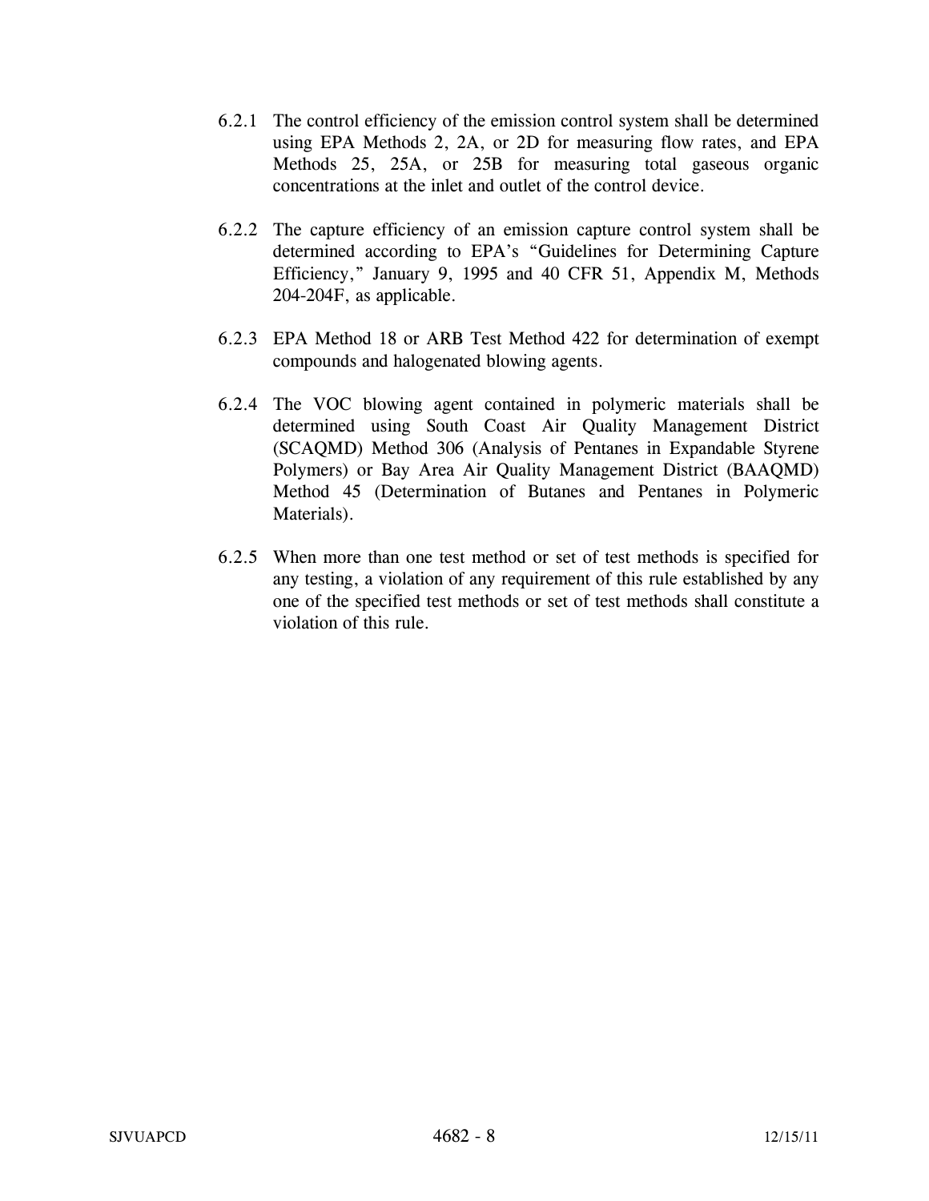6.2.1 The control efficiency of the emission control system shall be determined using EPA Methods 2, 2A, or 2D for measuring flow rates, and EPA Methods 25, 25A, or 25B for measuring total gaseous organic concentrations at the inlet and outlet of the control device.

6.2.2 The capture efficiency of an emission capture control system shall be determined according to EPA's "Guidelines for Determining Capture Efficiency," January 9, 1995 and 40 CFR 51, Appendix M, Methods 204-204F, as applicable.

6.2.3 EPA Method 18 or ARB Test Method 422 for determination of exempt compounds and halogenated blowing agents.

6.2.4 The VOC blowing agent contained in polymeric materials shall be determined using South Coast Air Quality Management District (SCAQMD) Method 306 (Analysis of Pentanes in Expandable Styrene Polymers) or Bay Area Air Quality Management District (BAAQMD) Method 45 (Determination of Butanes and Pentanes in Polymeric Materials).

6.2.5 When more than one test method or set of test methods is specified for any testing, a violation of any requirement of this rule established by any one of the specified test methods or set of test methods shall constitute a violation of this rule.